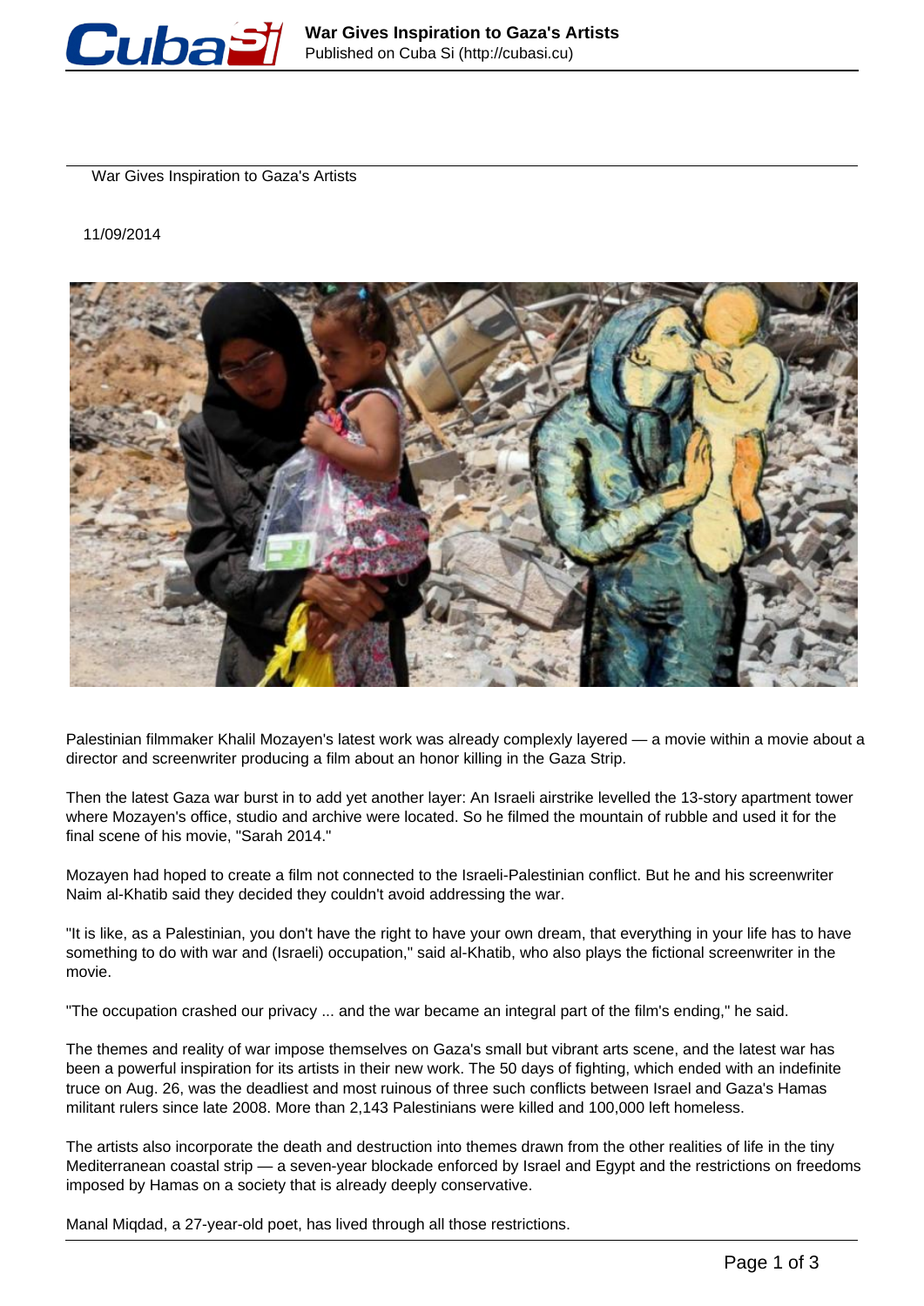# War Gives Inspiration to Gaza's Artists

11/09/2014

Palestinian filmmaker Khalil Mozayen's latest work was already complexly layered — a movie within a movie about a director and screenwriter producing a film about an honor killing in the Gaza Strip.

Then the latest Gaza war burst in to add yet another layer: An Israeli airstrike levelled the 13-story apartment tower where Mozayen's office, studio and archive were located. So he filmed the mountain of rubble and used it for the final scene of his movie, "Sarah 2014."

Mozayen had hoped to create a film not connected to the Israeli-Palestinian conflict. But he and his screenwriter Naim al-Khatib said they decided they couldn't avoid addressing the war.

"It is like, as a Palestinian, you don't have the right to have your own dream, that everything in your life has to have something to do with war and (Israeli) occupation," said al-Khatib, who also plays the fictional screenwriter in the movie.

"The occupation crashed our privacy ... and the war became an integral part of the film's ending," he said.

The themes and reality of war impose themselves on Gaza's small but vibrant arts scene, and the latest war has been a powerful inspiration for its artists in their new work. The 50 days of fighting, which ended with an indefinite truce on Aug. 26, was the deadliest and most ruinous of three such conflicts between Israel and Gaza's Hamas militant rulers since late 2008. More than 2,143 Palestinians were killed and 100,000 left homeless.

The artists also incorporate the death and destruction into themes drawn from the other realities of life in the tiny Mediterranean coastal strip — a seven-year blockade enforced by Israel and Egypt and the restrictions on freedoms imposed by Hamas on a society that is already deeply conservative.

Manal Miqdad, a 27-year-old poet, has lived through all those restrictions.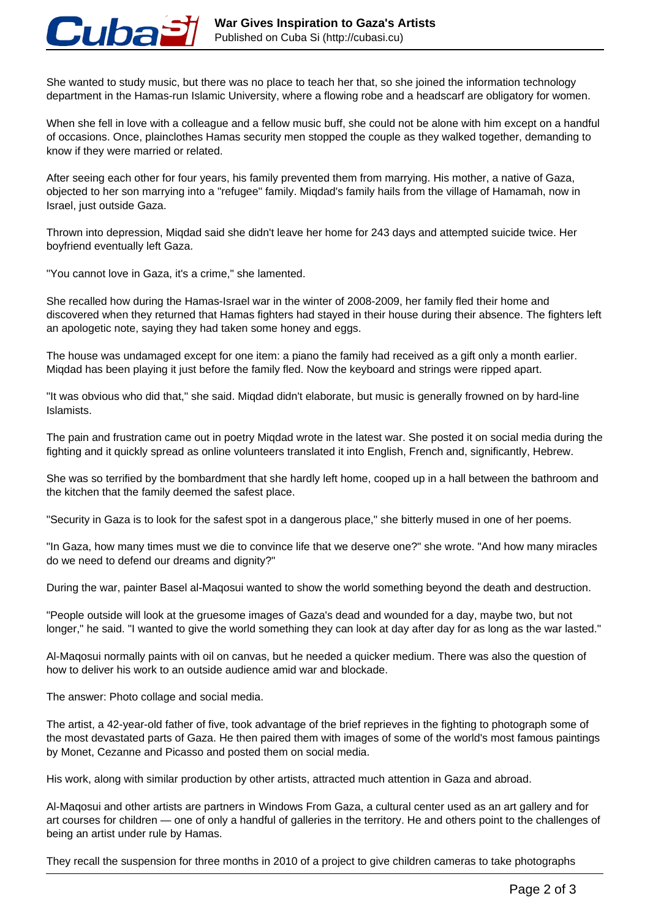She wanted to study music, but there was no place to teach her that, so she joined the information technology department in the Hamas-run Islamic University, where a flowing robe and a headscarf are obligatory for women.

When she fell in love with a colleague and a fellow music buff, she could not be alone with him except on a handful of occasions. Once, plainclothes Hamas security men stopped the couple as they walked together, demanding to know if they were married or related.

After seeing each other for four years, his family prevented them from marrying. His mother, a native of Gaza, objected to her son marrying into a "refugee" family. Miqdad's family hails from the village of Hamamah, now in Israel, just outside Gaza.

Thrown into depression, Miqdad said she didn't leave her home for 243 days and attempted suicide twice. Her boyfriend eventually left Gaza.

"You cannot love in Gaza, it's a crime," she lamented.

She recalled how during the Hamas-Israel war in the winter of 2008-2009, her family fled their home and discovered when they returned that Hamas fighters had stayed in their house during their absence. The fighters left an apologetic note, saying they had taken some honey and eggs.

The house was undamaged except for one item: a piano the family had received as a gift only a month earlier. Miqdad has been playing it just before the family fled. Now the keyboard and strings were ripped apart.

"It was obvious who did that," she said. Miqdad didn't elaborate, but music is generally frowned on by hard-line Islamists.

The pain and frustration came out in poetry Miqdad wrote in the latest war. She posted it on social media during the fighting and it quickly spread as online volunteers translated it into English, French and, significantly, Hebrew.

She was so terrified by the bombardment that she hardly left home, cooped up in a hall between the bathroom and the kitchen that the family deemed the safest place.

"Security in Gaza is to look for the safest spot in a dangerous place," she bitterly mused in one of her poems.

"In Gaza, how many times must we die to convince life that we deserve one?" she wrote. "And how many miracles do we need to defend our dreams and dignity?"

During the war, painter Basel al-Maqosui wanted to show the world something beyond the death and destruction.

"People outside will look at the gruesome images of Gaza's dead and wounded for a day, maybe two, but not longer," he said. "I wanted to give the world something they can look at day after day for as long as the war lasted."

Al-Maqosui normally paints with oil on canvas, but he needed a quicker medium. There was also the question of how to deliver his work to an outside audience amid war and blockade.

The answer: Photo collage and social media.

The artist, a 42-year-old father of five, took advantage of the brief reprieves in the fighting to photograph some of the most devastated parts of Gaza. He then paired them with images of some of the world's most famous paintings by Monet, Cezanne and Picasso and posted them on social media.

His work, along with similar production by other artists, attracted much attention in Gaza and abroad.

Al-Maqosui and other artists are partners in Windows From Gaza, a cultural center used as an art gallery and for art courses for children — one of only a handful of galleries in the territory. He and others point to the challenges of being an artist under rule by Hamas.

They recall the suspension for three months in 2010 of a project to give children cameras to take photographs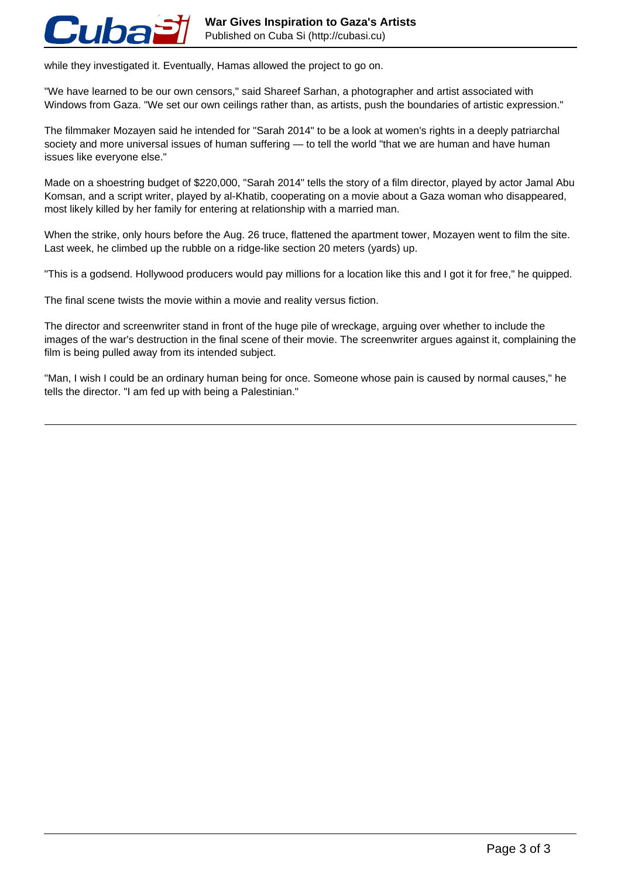while they investigated it. Eventually, Hamas allowed the project to go on.

"We have learned to be our own censors," said Shareef Sarhan, a photographer and artist associated with Windows from Gaza. "We set our own ceilings rather than, as artists, push the boundaries of artistic expression."

The filmmaker Mozayen said he intended for "Sarah 2014" to be a look at women's rights in a deeply patriarchal society and more universal issues of human suffering — to tell the world "that we are human and have human issues like everyone else."

Made on a shoestring budget of $220,000, "Sarah 2014" tells the story of a film director, played by actor Jamal Abu Komsan, and a script writer, played by al-Khatib, cooperating on a movie about a Gaza woman who disappeared, most likely killed by her family for entering at relationship with a married man.

When the strike, only hours before the Aug. 26 truce, flattened the apartment tower, Mozayen went to film the site. Last week, he climbed up the rubble on a ridge-like section 20 meters (yards) up.

"This is a godsend. Hollywood producers would pay millions for a location like this and I got it for free," he quipped.

The final scene twists the movie within a movie and reality versus fiction.

The director and screenwriter stand in front of the huge pile of wreckage, arguing over whether to include the images of the war's destruction in the final scene of their movie. The screenwriter argues against it, complaining the film is being pulled away from its intended subject.

"Man, I wish I could be an ordinary human being for once. Someone whose pain is caused by normal causes," he tells the director. "I am fed up with being a Palestinian."